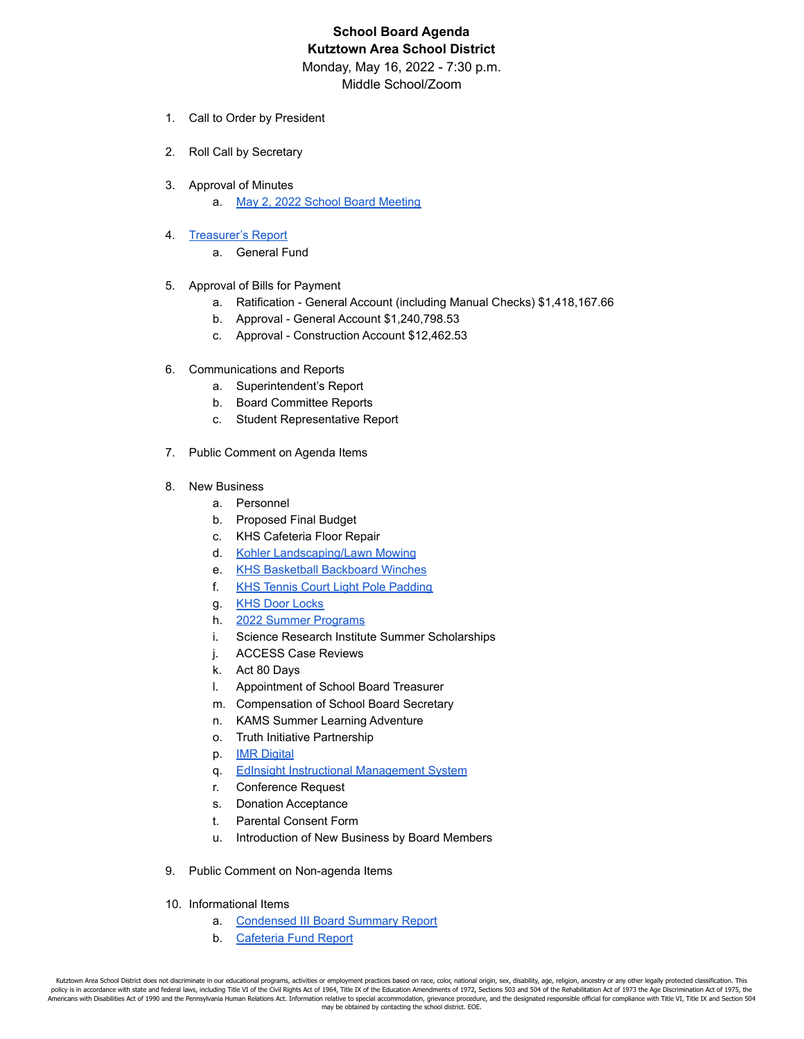# School Board Agenda
## Kutztown Area School District

Monday, May 16, 2022 - 7:30 p.m.
Middle School/Zoom

1. Call to Order by President
2. Roll Call by Secretary
3. Approval of Minutes
   a. May 2, 2022 School Board Meeting
4. Treasurer's Report
   a. General Fund
5. Approval of Bills for Payment
   a. Ratification - General Account (including Manual Checks) $1,418,167.66
   b. Approval - General Account $1,240,798.53
   c. Approval - Construction Account $12,462.53
6. Communications and Reports
   a. Superintendent's Report
   b. Board Committee Reports
   c. Student Representative Report
7. Public Comment on Agenda Items
8. New Business
   a. Personnel
   b. Proposed Final Budget
   c. KHS Cafeteria Floor Repair
   d. Kohler Landscaping/Lawn Mowing
   e. KHS Basketball Backboard Winches
   f. KHS Tennis Court Light Pole Padding
   g. KHS Door Locks
   h. 2022 Summer Programs
   i. Science Research Institute Summer Scholarships
   j. ACCESS Case Reviews
   k. Act 80 Days
   l. Appointment of School Board Treasurer
   m. Compensation of School Board Secretary
   n. KAMS Summer Learning Adventure
   o. Truth Initiative Partnership
   p. IMR Digital
   q. EdInsight Instructional Management System
   r. Conference Request
   s. Donation Acceptance
   t. Parental Consent Form
   u. Introduction of New Business by Board Members
9. Public Comment on Non-agenda Items
10. Informational Items
    a. Condensed III Board Summary Report
    b. Cafeteria Fund Report

Kutztown Area School District does not discriminate in our educational programs, activities or employment practices based on race, color, national origin, sex, disability, age, religion, ancestry or any other legally protected classification. This policy is in accordance with state and federal laws, including Title VI of the Civil Rights Act of 1964, Title IX of the Education Amendments of 1972, Sections 503 and 504 of the Rehabilitation Act of 1973 the Age Discrimination Act of 1975, the Americans with Disabilities Act of 1990 and the Pennsylvania Human Relations Act. Information relative to special accommodation, grievance procedure, and the designated responsible official for compliance with Title VI, Title IX and Section 504 may be obtained by contacting the school district. EOE.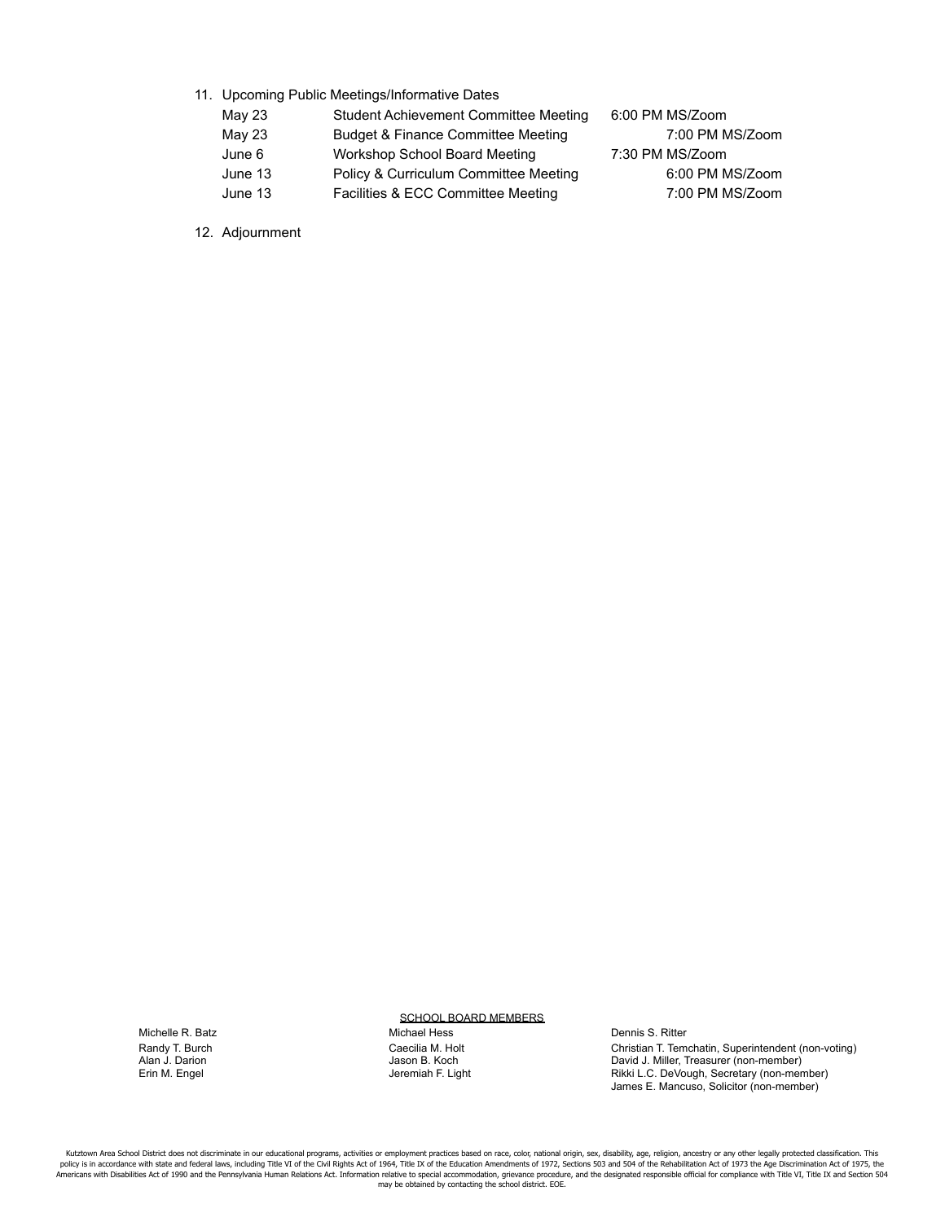11. Upcoming Public Meetings/Informative Dates

| | | |
|---|---|---|
| May 23 | Student Achievement Committee Meeting | 6:00 PM MS/Zoom |
| May 23 | Budget & Finance Committee Meeting | 7:00 PM MS/Zoom |
| June 6 | Workshop School Board Meeting | 7:30 PM MS/Zoom |
| June 13 | Policy & Curriculum Committee Meeting | 6:00 PM MS/Zoom |
| June 13 | Facilities & ECC Committee Meeting | 7:00 PM MS/Zoom |

12. Adjournment

SCHOOL BOARD MEMBERS

Michelle R. Batz
Randy T. Burch
Alan J. Darion
Erin M. Engel
Michael Hess
Caecilia M. Holt
Jason B. Koch
Jeremiah F. Light
Dennis S. Ritter
Christian T. Temchatin, Superintendent (non-voting)
David J. Miller, Treasurer (non-member)
Rikki L.C. DeVough, Secretary (non-member)
James E. Mancuso, Solicitor (non-member)

Kutztown Area School District does not discriminate in our educational programs, activities or employment practices based on race, color, national origin, sex, disability, age, religion, ancestry or any other legally protected classification. This policy is in accordance with state and federal laws, including Title VI of the Civil Rights Act of 1964, Title IX of the Education Amendments of 1972, Sections 503 and 504 of the Rehabilitation Act of 1973 the Age Discrimination Act of 1975, the Americans with Disabilities Act of 1990 and the Pennsylvania Human Relations Act. Information relative to special accommodation, grievance procedure, and the designated responsible official for compliance with Title VI, Title IX and Section 504 may be obtained by contacting the school district. EOE.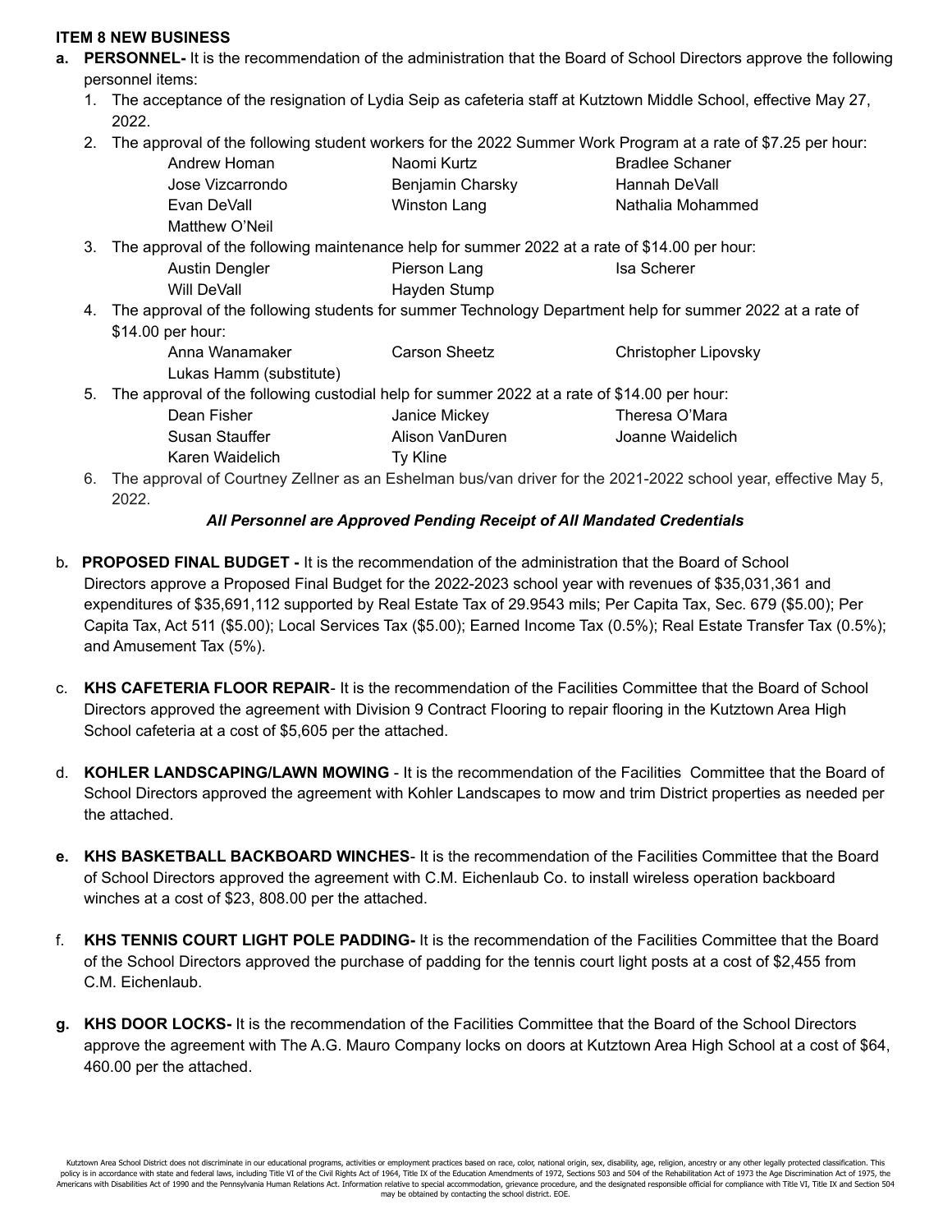**ITEM 8 NEW BUSINESS**

**a. PERSONNEL-** It is the recommendation of the administration that the Board of School Directors approve the following personnel items:

1. The acceptance of the resignation of Lydia Seip as cafeteria staff at Kutztown Middle School, effective May 27, 2022.
2. The approval of the following student workers for the 2022 Summer Work Program at a rate of $7.25 per hour:

| | | |
|---|---|---|
| Andrew Homan | Naomi Kurtz | Bradlee Schaner |
| Jose Vizcarrondo | Benjamin Charsky | Hannah DeVall |
| Evan DeVall | Winston Lang | Nathalia Mohammed |
| Matthew O'Neil | | |

3. The approval of the following maintenance help for summer 2022 at a rate of $14.00 per hour:

| | | |
|---|---|---|
| Austin Dengler | Pierson Lang | Isa Scherer |
| Will DeVall | Hayden Stump | |

4. The approval of the following students for summer Technology Department help for summer 2022 at a rate of $14.00 per hour:

| | | |
|---|---|---|
| Anna Wanamaker | Carson Sheetz | Christopher Lipovsky |
| Lukas Hamm (substitute) | | |

5. The approval of the following custodial help for summer 2022 at a rate of $14.00 per hour:

| | | |
|---|---|---|
| Dean Fisher | Janice Mickey | Theresa O'Mara |
| Susan Stauffer | Alison VanDuren | Joanne Waidelich |
| Karen Waidelich | Ty Kline | |

6. The approval of Courtney Zellner as an Eshelman bus/van driver for the 2021-2022 school year, effective May 5, 2022.

***All Personnel are Approved Pending Receipt of All Mandated Credentials***

b. **PROPOSED FINAL BUDGET -** It is the recommendation of the administration that the Board of School Directors approve a Proposed Final Budget for the 2022-2023 school year with revenues of $35,031,361 and expenditures of $35,691,112 supported by Real Estate Tax of 29.9543 mils; Per Capita Tax, Sec. 679 ($5.00); Per Capita Tax, Act 511 ($5.00); Local Services Tax ($5.00); Earned Income Tax (0.5%); Real Estate Transfer Tax (0.5%); and Amusement Tax (5%).

c. **KHS CAFETERIA FLOOR REPAIR**- It is the recommendation of the Facilities Committee that the Board of School Directors approved the agreement with Division 9 Contract Flooring to repair flooring in the Kutztown Area High School cafeteria at a cost of $5,605 per the attached.

d. **KOHLER LANDSCAPING/LAWN MOWING** - It is the recommendation of the Facilities Committee that the Board of School Directors approved the agreement with Kohler Landscapes to mow and trim District properties as needed per the attached.

**e. KHS BASKETBALL BACKBOARD WINCHES**- It is the recommendation of the Facilities Committee that the Board of School Directors approved the agreement with C.M. Eichenlaub Co. to install wireless operation backboard winches at a cost of $23, 808.00 per the attached.

f. **KHS TENNIS COURT LIGHT POLE PADDING-** It is the recommendation of the Facilities Committee that the Board of the School Directors approved the purchase of padding for the tennis court light posts at a cost of $2,455 from C.M. Eichenlaub.

**g. KHS DOOR LOCKS-** It is the recommendation of the Facilities Committee that the Board of the School Directors approve the agreement with The A.G. Mauro Company locks on doors at Kutztown Area High School at a cost of $64, 460.00 per the attached.

Kutztown Area School District does not discriminate in our educational programs, activities or employment practices based on race, color, national origin, sex, disability, age, religion, ancestry or any other legally protected classification. This policy is in accordance with state and federal laws, including Title VI of the Civil Rights Act of 1964, Title IX of the Education Amendments of 1972, Sections 503 and 504 of the Rehabilitation Act of 1973 the Age Discrimination Act of 1975, the Americans with Disabilities Act of 1990 and the Pennsylvania Human Relations Act. Information relative to special accommodation, grievance procedure, and the designated responsible official for compliance with Title VI, Title IX and Section 504 may be obtained by contacting the school district. EOE.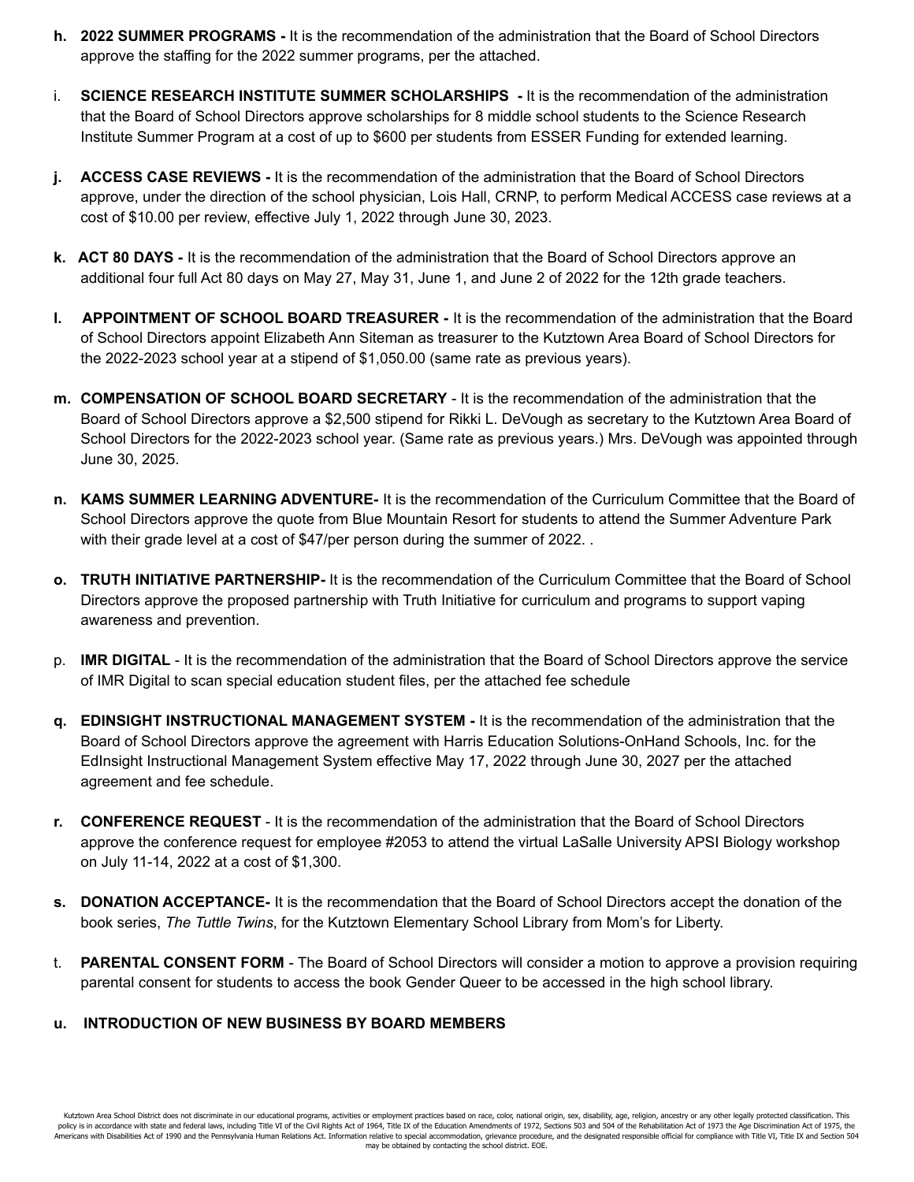**h.** **2022 SUMMER PROGRAMS -** It is the recommendation of the administration that the Board of School Directors approve the staffing for the 2022 summer programs, per the attached.

i. **SCIENCE RESEARCH INSTITUTE SUMMER SCHOLARSHIPS -** It is the recommendation of the administration that the Board of School Directors approve scholarships for 8 middle school students to the Science Research Institute Summer Program at a cost of up to $600 per students from ESSER Funding for extended learning.

**j.** **ACCESS CASE REVIEWS -** It is the recommendation of the administration that the Board of School Directors approve, under the direction of the school physician, Lois Hall, CRNP, to perform Medical ACCESS case reviews at a cost of $10.00 per review, effective July 1, 2022 through June 30, 2023.

**k.** **ACT 80 DAYS -** It is the recommendation of the administration that the Board of School Directors approve an additional four full Act 80 days on May 27, May 31, June 1, and June 2 of 2022 for the 12th grade teachers.

**l.** **APPOINTMENT OF SCHOOL BOARD TREASURER -** It is the recommendation of the administration that the Board of School Directors appoint Elizabeth Ann Siteman as treasurer to the Kutztown Area Board of School Directors for the 2022-2023 school year at a stipend of $1,050.00 (same rate as previous years).

**m.** **COMPENSATION OF SCHOOL BOARD SECRETARY** - It is the recommendation of the administration that the Board of School Directors approve a $2,500 stipend for Rikki L. DeVough as secretary to the Kutztown Area Board of School Directors for the 2022-2023 school year. (Same rate as previous years.) Mrs. DeVough was appointed through June 30, 2025.

**n.** **KAMS SUMMER LEARNING ADVENTURE-** It is the recommendation of the Curriculum Committee that the Board of School Directors approve the quote from Blue Mountain Resort for students to attend the Summer Adventure Park with their grade level at a cost of $47/per person during the summer of 2022. .

**o.** **TRUTH INITIATIVE PARTNERSHIP-** It is the recommendation of the Curriculum Committee that the Board of School Directors approve the proposed partnership with Truth Initiative for curriculum and programs to support vaping awareness and prevention.

p. **IMR DIGITAL** - It is the recommendation of the administration that the Board of School Directors approve the service of IMR Digital to scan special education student files, per the attached fee schedule

**q.** **EDINSIGHT INSTRUCTIONAL MANAGEMENT SYSTEM -** It is the recommendation of the administration that the Board of School Directors approve the agreement with Harris Education Solutions-OnHand Schools, Inc. for the EdInsight Instructional Management System effective May 17, 2022 through June 30, 2027 per the attached agreement and fee schedule.

**r.** **CONFERENCE REQUEST** - It is the recommendation of the administration that the Board of School Directors approve the conference request for employee #2053 to attend the virtual LaSalle University APSI Biology workshop on July 11-14, 2022 at a cost of $1,300.

**s.** **DONATION ACCEPTANCE-** It is the recommendation that the Board of School Directors accept the donation of the book series, *The Tuttle Twins*, for the Kutztown Elementary School Library from Mom's for Liberty.

t. **PARENTAL CONSENT FORM** - The Board of School Directors will consider a motion to approve a provision requiring parental consent for students to access the book Gender Queer to be accessed in the high school library.

**u.** **INTRODUCTION OF NEW BUSINESS BY BOARD MEMBERS**

Kutztown Area School District does not discriminate in our educational programs, activities or employment practices based on race, color, national origin, sex, disability, age, religion, ancestry or any other legally protected classification. This policy is in accordance with state and federal laws, including Title VI of the Civil Rights Act of 1964, Title IX of the Education Amendments of 1972, Sections 503 and 504 of the Rehabilitation Act of 1973 the Age Discrimination Act of 1975, the Americans with Disabilities Act of 1990 and the Pennsylvania Human Relations Act. Information relative to special accommodation, grievance procedure, and the designated responsible official for compliance with Title VI, Title IX and Section 504 may be obtained by contacting the school district. EOE.